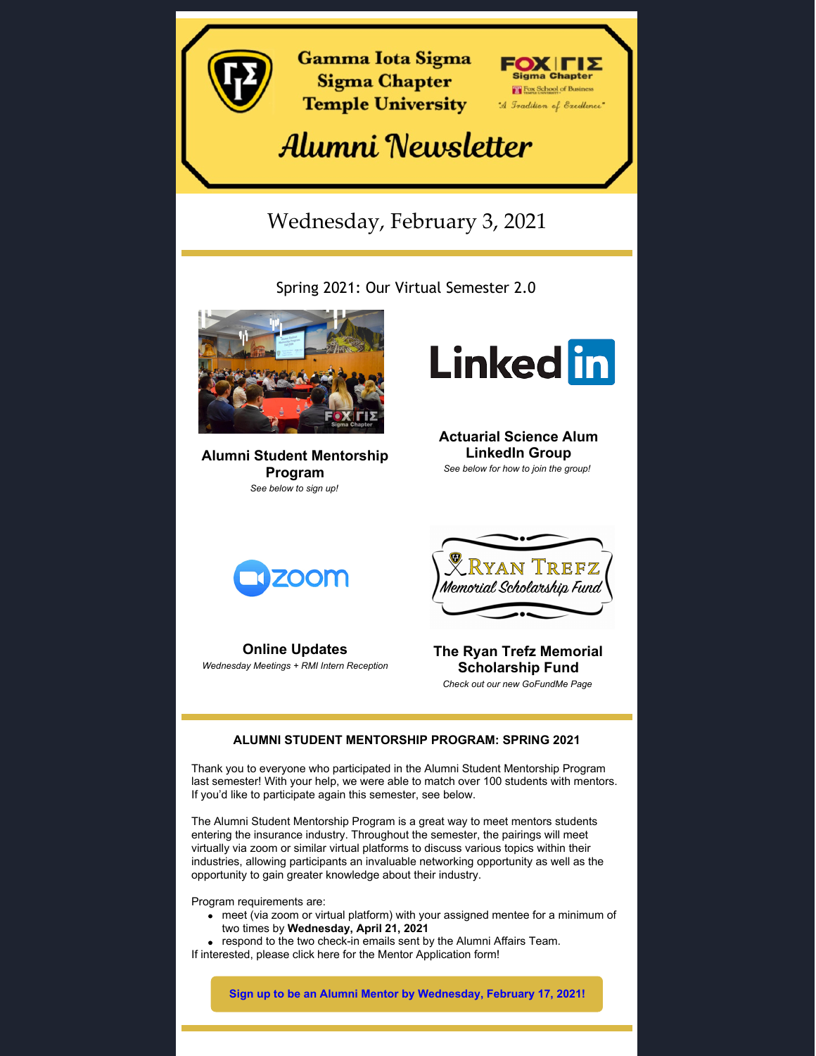# Gamma Iota Sigma Sigma Chapter Temple University

FOX | ΓΙΣ Sigma Chapter
Fox School of Business
"A Tradition of Excellence"

## Alumni Newsletter

Wednesday, February 3, 2021

---

Spring 2021: Our Virtual Semester 2.0

**Alumni Student Mentorship Program**
*See below to sign up!*

**Actuarial Science Alum LinkedIn Group**
*See below for how to join the group!*

**Online Updates**
*Wednesday Meetings + RMI Intern Reception*

**The Ryan Trefz Memorial Scholarship Fund**
*Check out our new GoFundMe Page*

---

### ALUMNI STUDENT MENTORSHIP PROGRAM: SPRING 2021

Thank you to everyone who participated in the Alumni Student Mentorship Program last semester! With your help, we were able to match over 100 students with mentors. If you'd like to participate again this semester, see below.

The Alumni Student Mentorship Program is a great way to meet mentors students entering the insurance industry. Throughout the semester, the pairings will meet virtually via zoom or similar virtual platforms to discuss various topics within their industries, allowing participants an invaluable networking opportunity as well as the opportunity to gain greater knowledge about their industry.

Program requirements are:

- meet (via zoom or virtual platform) with your assigned mentee for a minimum of two times by **Wednesday, April 21, 2021**
- respond to the two check-in emails sent by the Alumni Affairs Team.

If interested, please click here for the Mentor Application form!

**Sign up to be an Alumni Mentor by Wednesday, February 17, 2021!**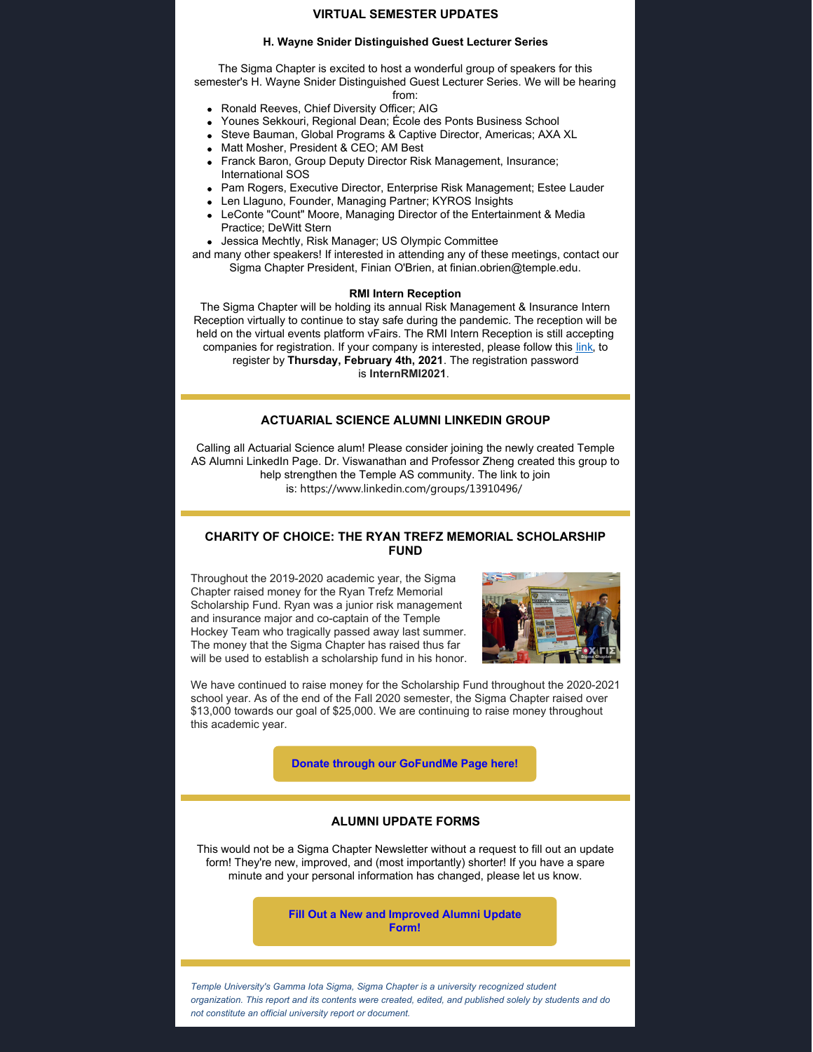## VIRTUAL SEMESTER UPDATES

### H. Wayne Snider Distinguished Guest Lecturer Series

The Sigma Chapter is excited to host a wonderful group of speakers for this semester's H. Wayne Snider Distinguished Guest Lecturer Series. We will be hearing from:

- Ronald Reeves, Chief Diversity Officer; AIG
- Younes Sekkouri, Regional Dean; École des Ponts Business School
- Steve Bauman, Global Programs & Captive Director, Americas; AXA XL
- Matt Mosher, President & CEO; AM Best
- Franck Baron, Group Deputy Director Risk Management, Insurance; International SOS
- Pam Rogers, Executive Director, Enterprise Risk Management; Estee Lauder
- Len Llaguno, Founder, Managing Partner; KYROS Insights
- LeConte "Count" Moore, Managing Director of the Entertainment & Media Practice; DeWitt Stern
- Jessica Mechtly, Risk Manager; US Olympic Committee

and many other speakers! If interested in attending any of these meetings, contact our Sigma Chapter President, Finian O'Brien, at finian.obrien@temple.edu.

### RMI Intern Reception

The Sigma Chapter will be holding its annual Risk Management & Insurance Intern Reception virtually to continue to stay safe during the pandemic. The reception will be held on the virtual events platform vFairs. The RMI Intern Reception is still accepting companies for registration. If your company is interested, please follow this link, to register by **Thursday, February 4th, 2021**. The registration password is **InternRMI2021**.

## ACTUARIAL SCIENCE ALUMNI LINKEDIN GROUP

Calling all Actuarial Science alum! Please consider joining the newly created Temple AS Alumni LinkedIn Page. Dr. Viswanathan and Professor Zheng created this group to help strengthen the Temple AS community. The link to join is: https://www.linkedin.com/groups/13910496/

## CHARITY OF CHOICE: THE RYAN TREFZ MEMORIAL SCHOLARSHIP FUND

Throughout the 2019-2020 academic year, the Sigma Chapter raised money for the Ryan Trefz Memorial Scholarship Fund. Ryan was a junior risk management and insurance major and co-captain of the Temple Hockey Team who tragically passed away last summer. The money that the Sigma Chapter has raised thus far will be used to establish a scholarship fund in his honor.

We have continued to raise money for the Scholarship Fund throughout the 2020-2021 school year. As of the end of the Fall 2020 semester, the Sigma Chapter raised over $13,000 towards our goal of $25,000. We are continuing to raise money throughout this academic year.

**Donate through our GoFundMe Page here!**

## ALUMNI UPDATE FORMS

This would not be a Sigma Chapter Newsletter without a request to fill out an update form! They're new, improved, and (most importantly) shorter! If you have a spare minute and your personal information has changed, please let us know.

**Fill Out a New and Improved Alumni Update Form!**

*Temple University's Gamma Iota Sigma, Sigma Chapter is a university recognized student organization. This report and its contents were created, edited, and published solely by students and do not constitute an official university report or document.*